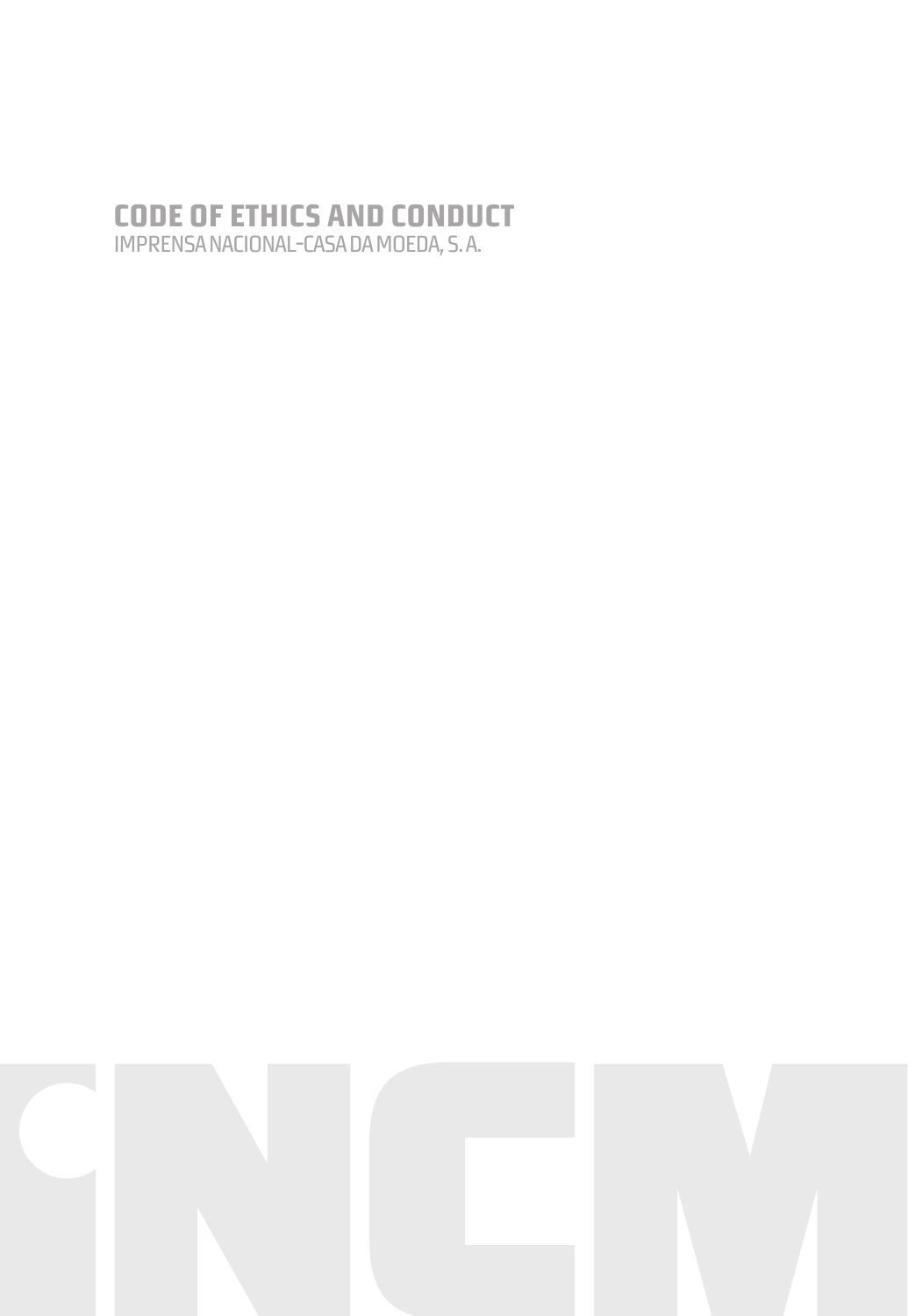# CODE OF ETHICS AND CONDUCT

IMPRENSA NACIONAL-CASA DA MOEDA, S. A.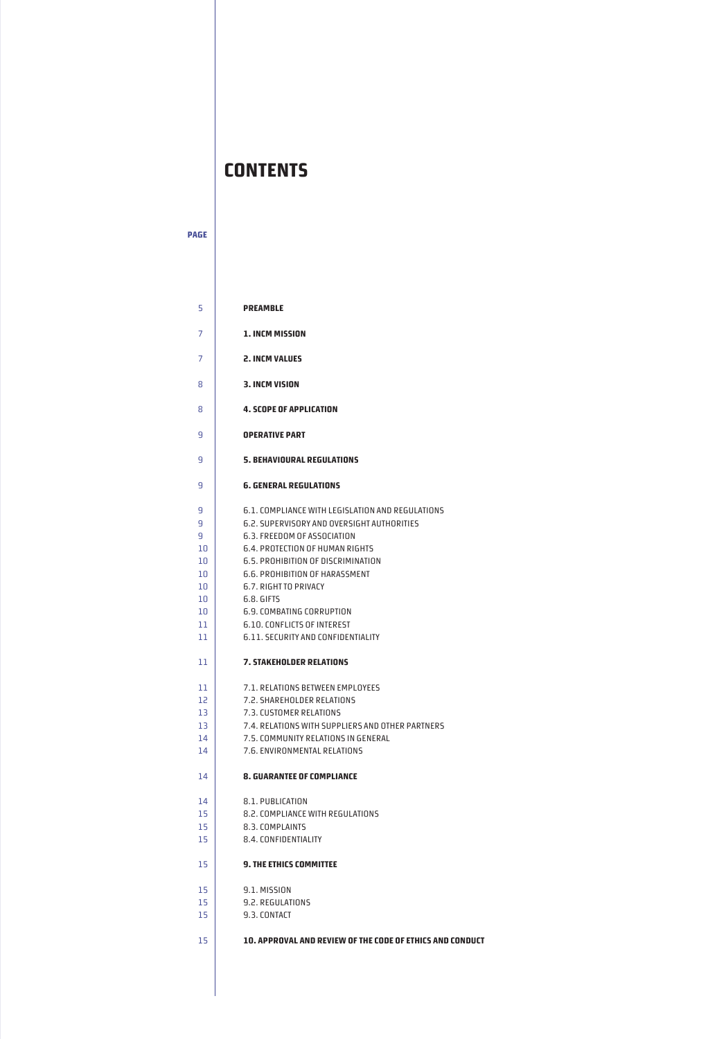# CONTENTS

| PAGE | |
|---|---|
| 5 | **PREAMBLE** |
| 7 | **1. INCM MISSION** |
| 7 | **2. INCM VALUES** |
| 8 | **3. INCM VISION** |
| 8 | **4. SCOPE OF APPLICATION** |
| 9 | **OPERATIVE PART** |
| 9 | **5. BEHAVIOURAL REGULATIONS** |
| 9 | **6. GENERAL REGULATIONS** |
| 9 | 6.1. COMPLIANCE WITH LEGISLATION AND REGULATIONS |
| 9 | 6.2. SUPERVISORY AND OVERSIGHT AUTHORITIES |
| 9 | 6.3. FREEDOM OF ASSOCIATION |
| 10 | 6.4. PROTECTION OF HUMAN RIGHTS |
| 10 | 6.5. PROHIBITION OF DISCRIMINATION |
| 10 | 6.6. PROHIBITION OF HARASSMENT |
| 10 | 6.7. RIGHT TO PRIVACY |
| 10 | 6.8. GIFTS |
| 10 | 6.9. COMBATING CORRUPTION |
| 11 | 6.10. CONFLICTS OF INTEREST |
| 11 | 6.11. SECURITY AND CONFIDENTIALITY |
| 11 | **7. STAKEHOLDER RELATIONS** |
| 11 | 7.1. RELATIONS BETWEEN EMPLOYEES |
| 12 | 7.2. SHAREHOLDER RELATIONS |
| 13 | 7.3. CUSTOMER RELATIONS |
| 13 | 7.4. RELATIONS WITH SUPPLIERS AND OTHER PARTNERS |
| 14 | 7.5. COMMUNITY RELATIONS IN GENERAL |
| 14 | 7.6. ENVIRONMENTAL RELATIONS |
| 14 | **8. GUARANTEE OF COMPLIANCE** |
| 14 | 8.1. PUBLICATION |
| 15 | 8.2. COMPLIANCE WITH REGULATIONS |
| 15 | 8.3. COMPLAINTS |
| 15 | 8.4. CONFIDENTIALITY |
| 15 | **9. THE ETHICS COMMITTEE** |
| 15 | 9.1. MISSION |
| 15 | 9.2. REGULATIONS |
| 15 | 9.3. CONTACT |
| 15 | **10. APPROVAL AND REVIEW OF THE CODE OF ETHICS AND CONDUCT** |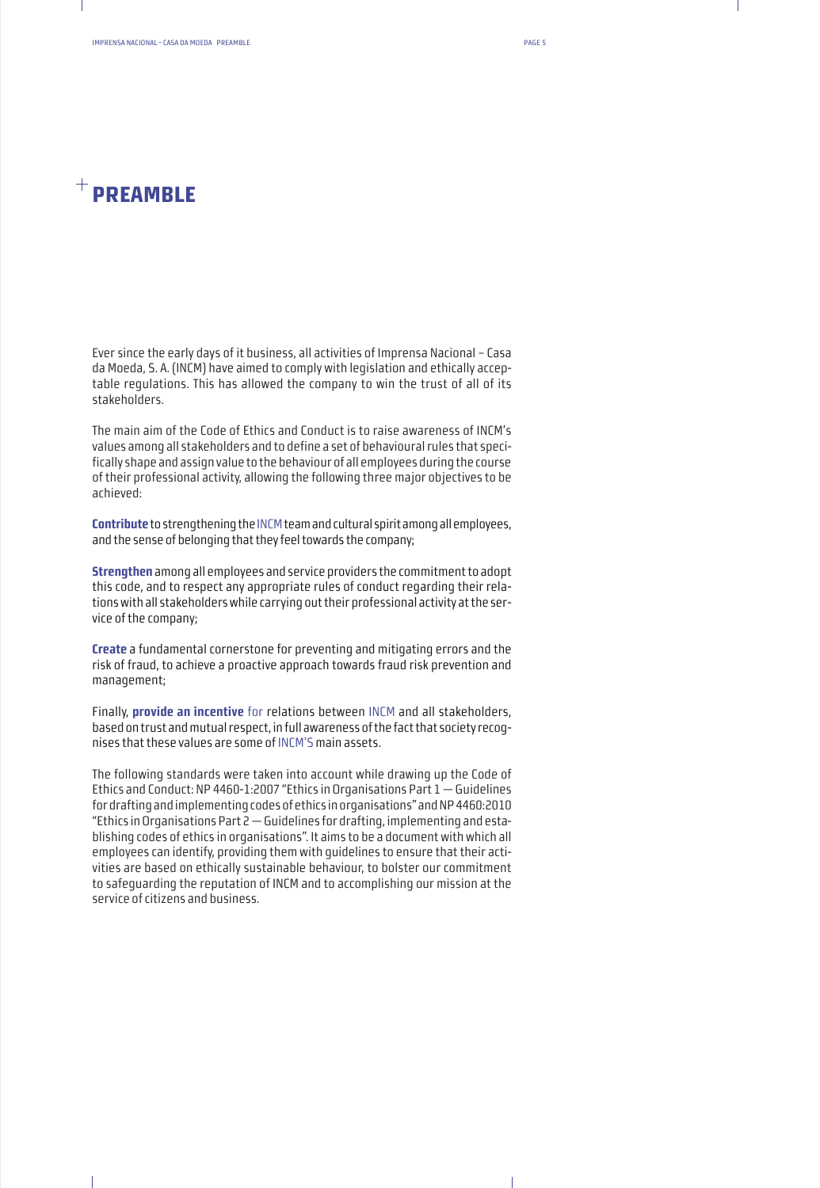# PREAMBLE

Ever since the early days of it business, all activities of Imprensa Nacional – Casa da Moeda, S. A. (INCM) have aimed to comply with legislation and ethically acceptable regulations. This has allowed the company to win the trust of all of its stakeholders.

The main aim of the Code of Ethics and Conduct is to raise awareness of INCM's values among all stakeholders and to define a set of behavioural rules that specifically shape and assign value to the behaviour of all employees during the course of their professional activity, allowing the following three major objectives to be achieved:

**Contribute** to strengthening the INCM team and cultural spirit among all employees, and the sense of belonging that they feel towards the company;

**Strengthen** among all employees and service providers the commitment to adopt this code, and to respect any appropriate rules of conduct regarding their relations with all stakeholders while carrying out their professional activity at the service of the company;

**Create** a fundamental cornerstone for preventing and mitigating errors and the risk of fraud, to achieve a proactive approach towards fraud risk prevention and management;

Finally, **provide an incentive** for relations between INCM and all stakeholders, based on trust and mutual respect, in full awareness of the fact that society recognises that these values are some of INCM'S main assets.

The following standards were taken into account while drawing up the Code of Ethics and Conduct: NP 4460-1:2007 "Ethics in Organisations Part 1 — Guidelines for drafting and implementing codes of ethics in organisations" and NP 4460:2010 "Ethics in Organisations Part 2 — Guidelines for drafting, implementing and establishing codes of ethics in organisations". It aims to be a document with which all employees can identify, providing them with guidelines to ensure that their activities are based on ethically sustainable behaviour, to bolster our commitment to safeguarding the reputation of INCM and to accomplishing our mission at the service of citizens and business.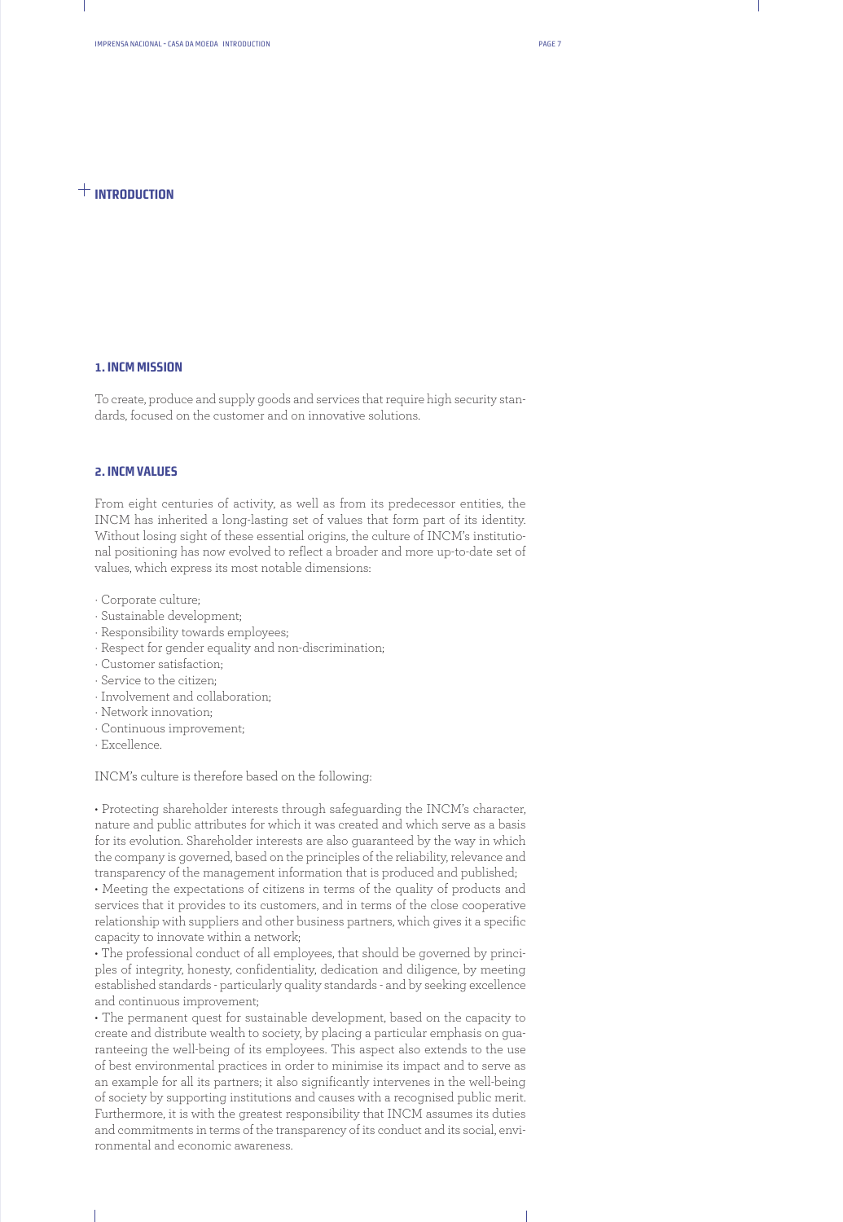# INTRODUCTION

## 1. INCM MISSION

To create, produce and supply goods and services that require high security standards, focused on the customer and on innovative solutions.

## 2. INCM VALUES

From eight centuries of activity, as well as from its predecessor entities, the INCM has inherited a long-lasting set of values that form part of its identity. Without losing sight of these essential origins, the culture of INCM's institutional positioning has now evolved to reflect a broader and more up-to-date set of values, which express its most notable dimensions:

- Corporate culture;
- Sustainable development;
- Responsibility towards employees;
- Respect for gender equality and non-discrimination;
- Customer satisfaction;
- Service to the citizen;
- Involvement and collaboration;
- Network innovation;
- Continuous improvement;
- Excellence.

INCM's culture is therefore based on the following:

- Protecting shareholder interests through safeguarding the INCM's character, nature and public attributes for which it was created and which serve as a basis for its evolution. Shareholder interests are also guaranteed by the way in which the company is governed, based on the principles of the reliability, relevance and transparency of the management information that is produced and published;
- Meeting the expectations of citizens in terms of the quality of products and services that it provides to its customers, and in terms of the close cooperative relationship with suppliers and other business partners, which gives it a specific capacity to innovate within a network;
- The professional conduct of all employees, that should be governed by principles of integrity, honesty, confidentiality, dedication and diligence, by meeting established standards - particularly quality standards - and by seeking excellence and continuous improvement;
- The permanent quest for sustainable development, based on the capacity to create and distribute wealth to society, by placing a particular emphasis on guaranteeing the well-being of its employees. This aspect also extends to the use of best environmental practices in order to minimise its impact and to serve as an example for all its partners; it also significantly intervenes in the well-being of society by supporting institutions and causes with a recognised public merit. Furthermore, it is with the greatest responsibility that INCM assumes its duties and commitments in terms of the transparency of its conduct and its social, environmental and economic awareness.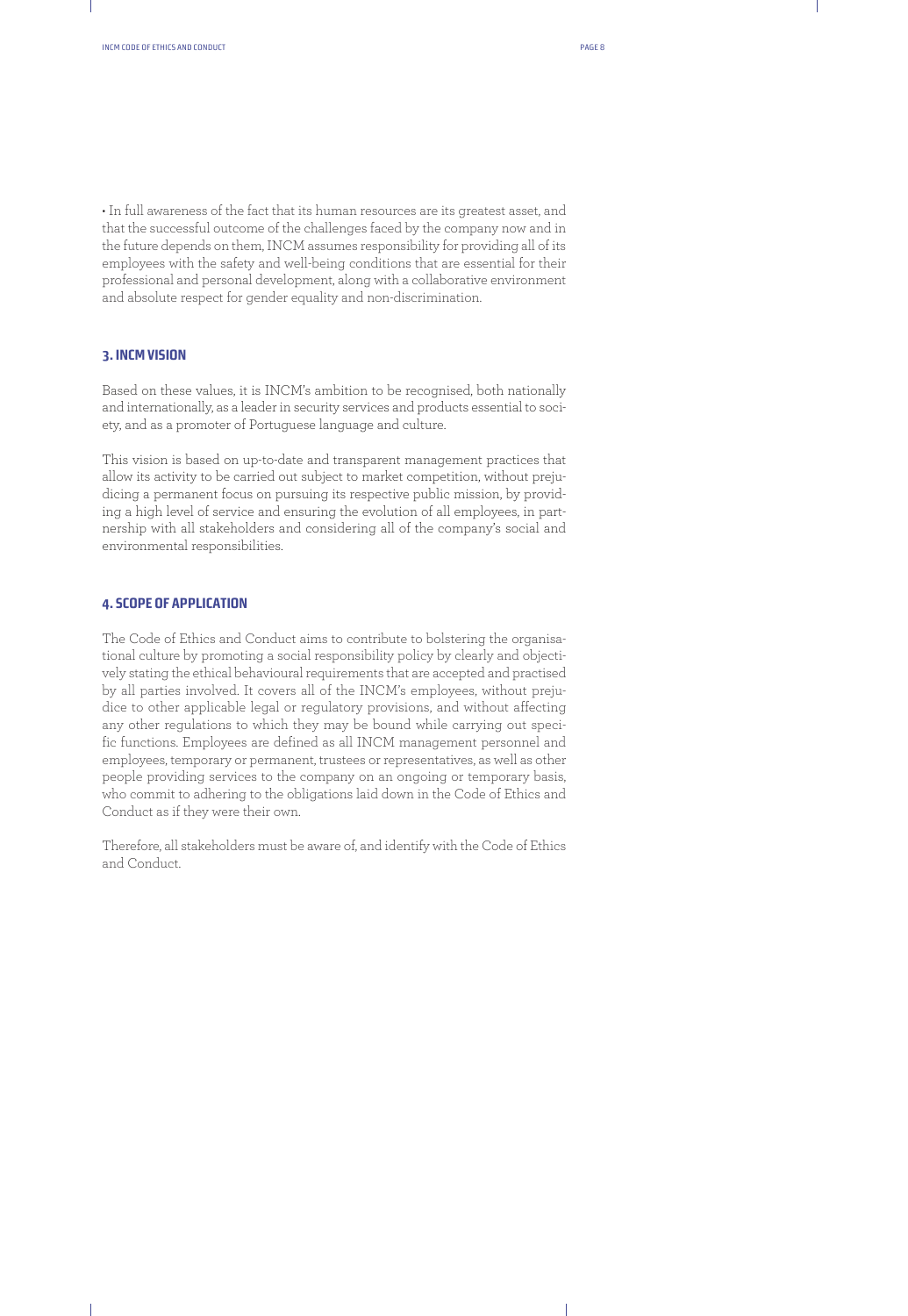• In full awareness of the fact that its human resources are its greatest asset, and that the successful outcome of the challenges faced by the company now and in the future depends on them, INCM assumes responsibility for providing all of its employees with the safety and well-being conditions that are essential for their professional and personal development, along with a collaborative environment and absolute respect for gender equality and non-discrimination.

## 3. INCM VISION

Based on these values, it is INCM's ambition to be recognised, both nationally and internationally, as a leader in security services and products essential to society, and as a promoter of Portuguese language and culture.

This vision is based on up-to-date and transparent management practices that allow its activity to be carried out subject to market competition, without prejudicing a permanent focus on pursuing its respective public mission, by providing a high level of service and ensuring the evolution of all employees, in partnership with all stakeholders and considering all of the company's social and environmental responsibilities.

## 4. SCOPE OF APPLICATION

The Code of Ethics and Conduct aims to contribute to bolstering the organisational culture by promoting a social responsibility policy by clearly and objectively stating the ethical behavioural requirements that are accepted and practised by all parties involved. It covers all of the INCM's employees, without prejudice to other applicable legal or regulatory provisions, and without affecting any other regulations to which they may be bound while carrying out specific functions. Employees are defined as all INCM management personnel and employees, temporary or permanent, trustees or representatives, as well as other people providing services to the company on an ongoing or temporary basis, who commit to adhering to the obligations laid down in the Code of Ethics and Conduct as if they were their own.

Therefore, all stakeholders must be aware of, and identify with the Code of Ethics and Conduct.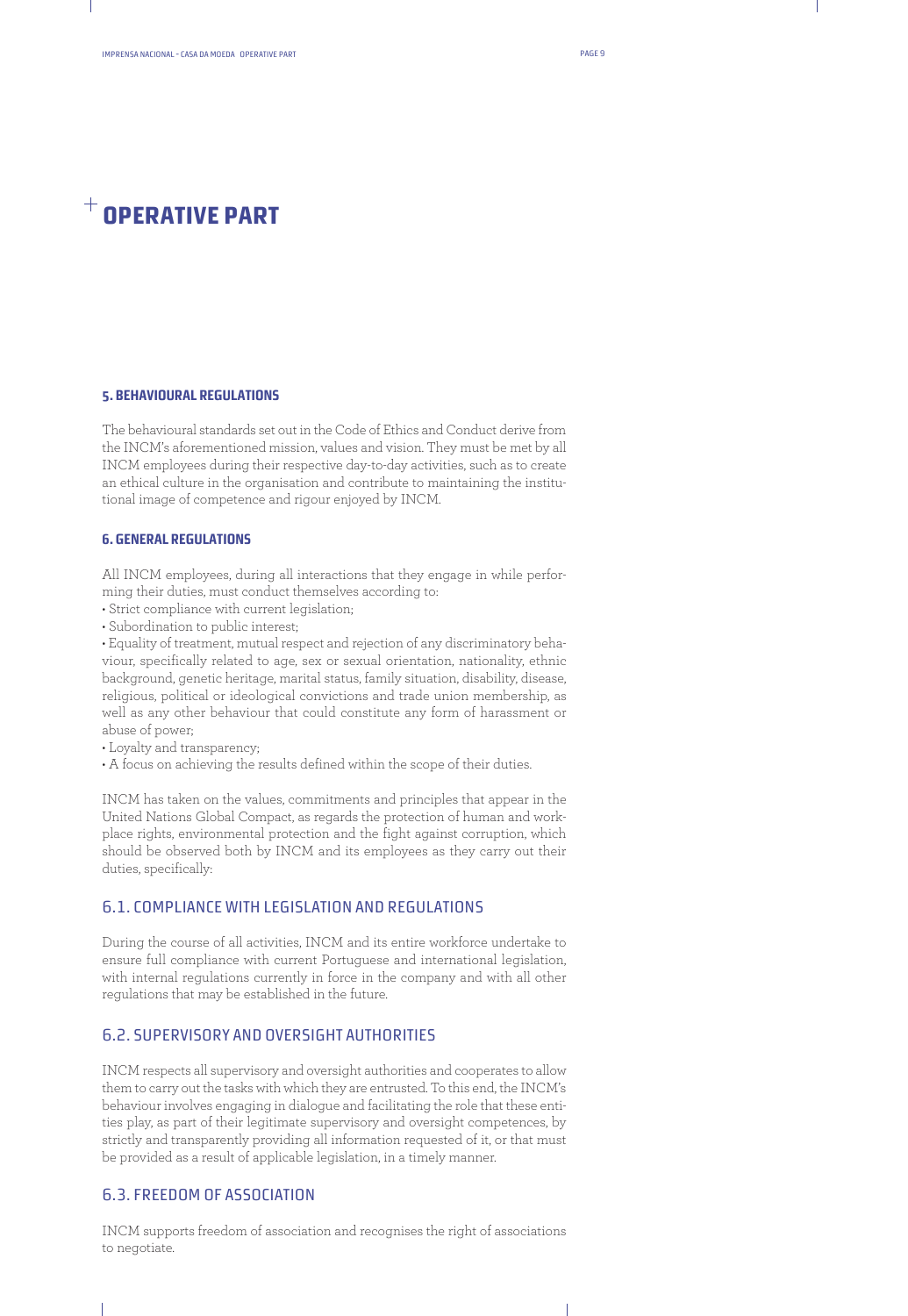# OPERATIVE PART

## 5. BEHAVIOURAL REGULATIONS

The behavioural standards set out in the Code of Ethics and Conduct derive from the INCM's aforementioned mission, values and vision. They must be met by all INCM employees during their respective day-to-day activities, such as to create an ethical culture in the organisation and contribute to maintaining the institutional image of competence and rigour enjoyed by INCM.

## 6. GENERAL REGULATIONS

All INCM employees, during all interactions that they engage in while performing their duties, must conduct themselves according to:

- Strict compliance with current legislation;
- Subordination to public interest;
- Equality of treatment, mutual respect and rejection of any discriminatory behaviour, specifically related to age, sex or sexual orientation, nationality, ethnic background, genetic heritage, marital status, family situation, disability, disease, religious, political or ideological convictions and trade union membership, as well as any other behaviour that could constitute any form of harassment or abuse of power;
- Loyalty and transparency;
- A focus on achieving the results defined within the scope of their duties.

INCM has taken on the values, commitments and principles that appear in the United Nations Global Compact, as regards the protection of human and workplace rights, environmental protection and the fight against corruption, which should be observed both by INCM and its employees as they carry out their duties, specifically:

### 6.1. COMPLIANCE WITH LEGISLATION AND REGULATIONS

During the course of all activities, INCM and its entire workforce undertake to ensure full compliance with current Portuguese and international legislation, with internal regulations currently in force in the company and with all other regulations that may be established in the future.

### 6.2. SUPERVISORY AND OVERSIGHT AUTHORITIES

INCM respects all supervisory and oversight authorities and cooperates to allow them to carry out the tasks with which they are entrusted. To this end, the INCM's behaviour involves engaging in dialogue and facilitating the role that these entities play, as part of their legitimate supervisory and oversight competences, by strictly and transparently providing all information requested of it, or that must be provided as a result of applicable legislation, in a timely manner.

### 6.3. FREEDOM OF ASSOCIATION

INCM supports freedom of association and recognises the right of associations to negotiate.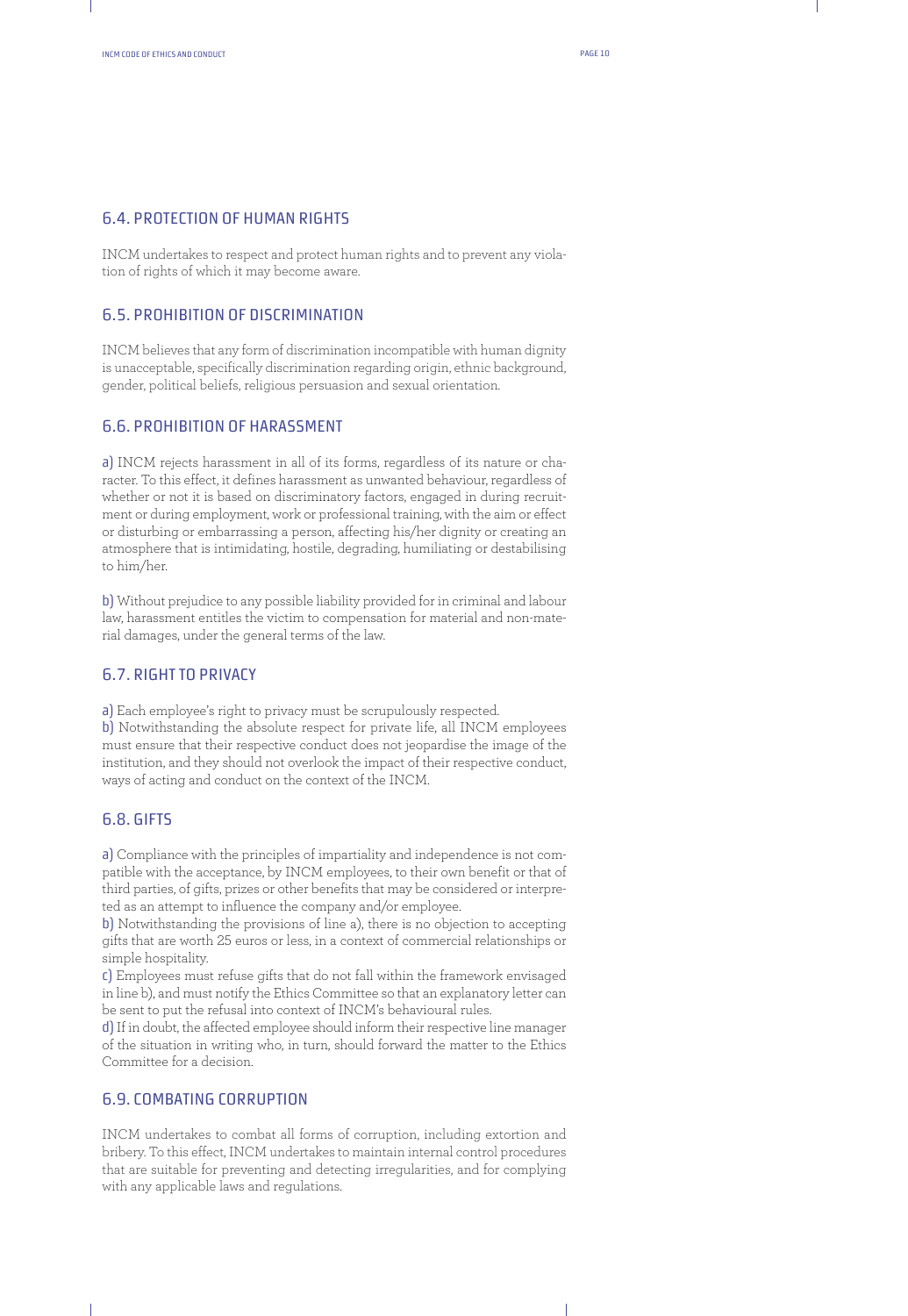## 6.4. PROTECTION OF HUMAN RIGHTS

INCM undertakes to respect and protect human rights and to prevent any violation of rights of which it may become aware.

## 6.5. PROHIBITION OF DISCRIMINATION

INCM believes that any form of discrimination incompatible with human dignity is unacceptable, specifically discrimination regarding origin, ethnic background, gender, political beliefs, religious persuasion and sexual orientation.

## 6.6. PROHIBITION OF HARASSMENT

a) INCM rejects harassment in all of its forms, regardless of its nature or character. To this effect, it defines harassment as unwanted behaviour, regardless of whether or not it is based on discriminatory factors, engaged in during recruitment or during employment, work or professional training, with the aim or effect or disturbing or embarrassing a person, affecting his/her dignity or creating an atmosphere that is intimidating, hostile, degrading, humiliating or destabilising to him/her.

b) Without prejudice to any possible liability provided for in criminal and labour law, harassment entitles the victim to compensation for material and non-material damages, under the general terms of the law.

## 6.7. RIGHT TO PRIVACY

a) Each employee's right to privacy must be scrupulously respected.
b) Notwithstanding the absolute respect for private life, all INCM employees must ensure that their respective conduct does not jeopardise the image of the institution, and they should not overlook the impact of their respective conduct, ways of acting and conduct on the context of the INCM.

## 6.8. GIFTS

a) Compliance with the principles of impartiality and independence is not compatible with the acceptance, by INCM employees, to their own benefit or that of third parties, of gifts, prizes or other benefits that may be considered or interpreted as an attempt to influence the company and/or employee.
b) Notwithstanding the provisions of line a), there is no objection to accepting gifts that are worth 25 euros or less, in a context of commercial relationships or simple hospitality.
c) Employees must refuse gifts that do not fall within the framework envisaged in line b), and must notify the Ethics Committee so that an explanatory letter can be sent to put the refusal into context of INCM's behavioural rules.
d) If in doubt, the affected employee should inform their respective line manager of the situation in writing who, in turn, should forward the matter to the Ethics Committee for a decision.

## 6.9. COMBATING CORRUPTION

INCM undertakes to combat all forms of corruption, including extortion and bribery. To this effect, INCM undertakes to maintain internal control procedures that are suitable for preventing and detecting irregularities, and for complying with any applicable laws and regulations.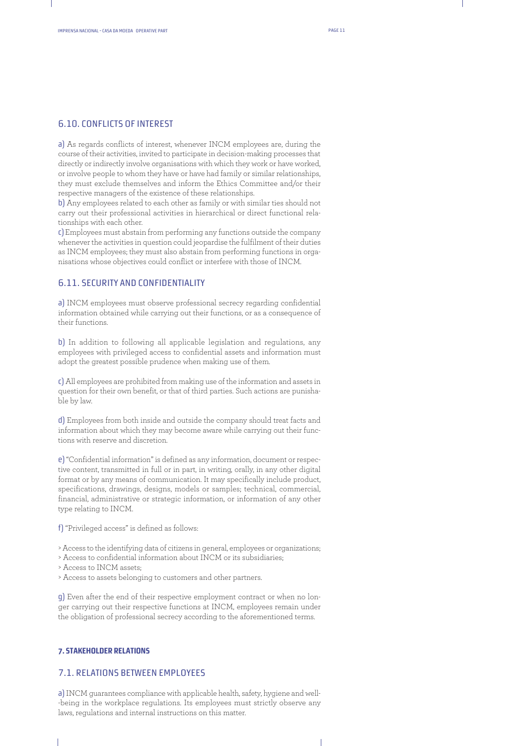## 6.10. CONFLICTS OF INTEREST

a) As regards conflicts of interest, whenever INCM employees are, during the course of their activities, invited to participate in decision-making processes that directly or indirectly involve organisations with which they work or have worked, or involve people to whom they have or have had family or similar relationships, they must exclude themselves and inform the Ethics Committee and/or their respective managers of the existence of these relationships.
b) Any employees related to each other as family or with similar ties should not carry out their professional activities in hierarchical or direct functional relationships with each other.
c) Employees must abstain from performing any functions outside the company whenever the activities in question could jeopardise the fulfilment of their duties as INCM employees; they must also abstain from performing functions in organisations whose objectives could conflict or interfere with those of INCM.

## 6.11. SECURITY AND CONFIDENTIALITY

a) INCM employees must observe professional secrecy regarding confidential information obtained while carrying out their functions, or as a consequence of their functions.

b) In addition to following all applicable legislation and regulations, any employees with privileged access to confidential assets and information must adopt the greatest possible prudence when making use of them.

c) All employees are prohibited from making use of the information and assets in question for their own benefit, or that of third parties. Such actions are punishable by law.

d) Employees from both inside and outside the company should treat facts and information about which they may become aware while carrying out their functions with reserve and discretion.

e) "Confidential information" is defined as any information, document or respective content, transmitted in full or in part, in writing, orally, in any other digital format or by any means of communication. It may specifically include product, specifications, drawings, designs, models or samples; technical, commercial, financial, administrative or strategic information, or information of any other type relating to INCM.

f) "Privileged access" is defined as follows:

> Access to the identifying data of citizens in general, employees or organizations;
> Access to confidential information about INCM or its subsidiaries;
> Access to INCM assets;
> Access to assets belonging to customers and other partners.

g) Even after the end of their respective employment contract or when no longer carrying out their respective functions at INCM, employees remain under the obligation of professional secrecy according to the aforementioned terms.

# 7. STAKEHOLDER RELATIONS

## 7.1. RELATIONS BETWEEN EMPLOYEES

a) INCM guarantees compliance with applicable health, safety, hygiene and well-being in the workplace regulations. Its employees must strictly observe any laws, regulations and internal instructions on this matter.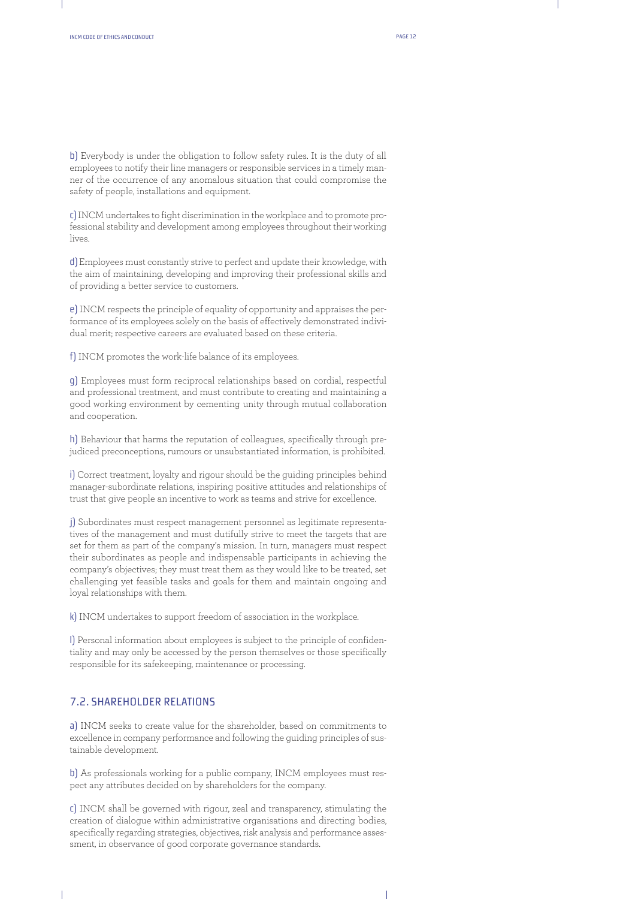b) Everybody is under the obligation to follow safety rules. It is the duty of all employees to notify their line managers or responsible services in a timely manner of the occurrence of any anomalous situation that could compromise the safety of people, installations and equipment.

c) INCM undertakes to fight discrimination in the workplace and to promote professional stability and development among employees throughout their working lives.

d) Employees must constantly strive to perfect and update their knowledge, with the aim of maintaining, developing and improving their professional skills and of providing a better service to customers.

e) INCM respects the principle of equality of opportunity and appraises the performance of its employees solely on the basis of effectively demonstrated individual merit; respective careers are evaluated based on these criteria.

f) INCM promotes the work-life balance of its employees.

g) Employees must form reciprocal relationships based on cordial, respectful and professional treatment, and must contribute to creating and maintaining a good working environment by cementing unity through mutual collaboration and cooperation.

h) Behaviour that harms the reputation of colleagues, specifically through prejudiced preconceptions, rumours or unsubstantiated information, is prohibited.

i) Correct treatment, loyalty and rigour should be the guiding principles behind manager-subordinate relations, inspiring positive attitudes and relationships of trust that give people an incentive to work as teams and strive for excellence.

j) Subordinates must respect management personnel as legitimate representatives of the management and must dutifully strive to meet the targets that are set for them as part of the company's mission. In turn, managers must respect their subordinates as people and indispensable participants in achieving the company's objectives; they must treat them as they would like to be treated, set challenging yet feasible tasks and goals for them and maintain ongoing and loyal relationships with them.

k) INCM undertakes to support freedom of association in the workplace.

l) Personal information about employees is subject to the principle of confidentiality and may only be accessed by the person themselves or those specifically responsible for its safekeeping, maintenance or processing.

## 7.2. SHAREHOLDER RELATIONS

a) INCM seeks to create value for the shareholder, based on commitments to excellence in company performance and following the guiding principles of sustainable development.

b) As professionals working for a public company, INCM employees must respect any attributes decided on by shareholders for the company.

c) INCM shall be governed with rigour, zeal and transparency, stimulating the creation of dialogue within administrative organisations and directing bodies, specifically regarding strategies, objectives, risk analysis and performance assessment, in observance of good corporate governance standards.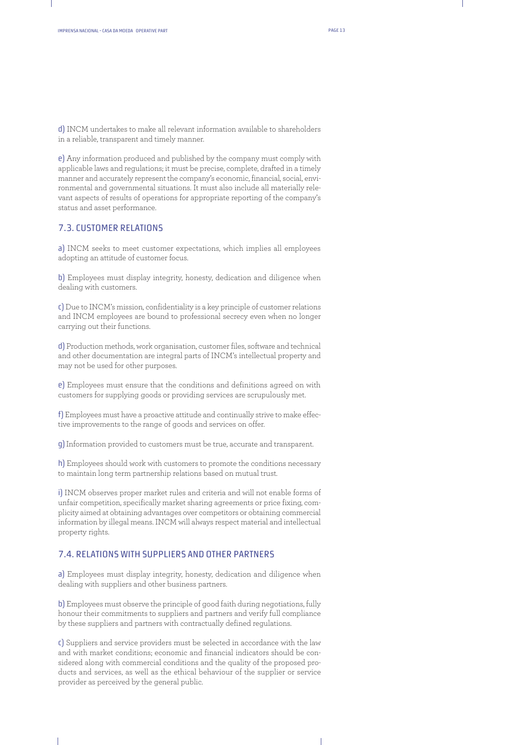d) INCM undertakes to make all relevant information available to shareholders in a reliable, transparent and timely manner.

e) Any information produced and published by the company must comply with applicable laws and regulations; it must be precise, complete, drafted in a timely manner and accurately represent the company's economic, financial, social, environmental and governmental situations. It must also include all materially relevant aspects of results of operations for appropriate reporting of the company's status and asset performance.

## 7.3. CUSTOMER RELATIONS

a) INCM seeks to meet customer expectations, which implies all employees adopting an attitude of customer focus.

b) Employees must display integrity, honesty, dedication and diligence when dealing with customers.

c) Due to INCM's mission, confidentiality is a key principle of customer relations and INCM employees are bound to professional secrecy even when no longer carrying out their functions.

d) Production methods, work organisation, customer files, software and technical and other documentation are integral parts of INCM's intellectual property and may not be used for other purposes.

e) Employees must ensure that the conditions and definitions agreed on with customers for supplying goods or providing services are scrupulously met.

f) Employees must have a proactive attitude and continually strive to make effective improvements to the range of goods and services on offer.

g) Information provided to customers must be true, accurate and transparent.

h) Employees should work with customers to promote the conditions necessary to maintain long term partnership relations based on mutual trust.

i) INCM observes proper market rules and criteria and will not enable forms of unfair competition, specifically market sharing agreements or price fixing, complicity aimed at obtaining advantages over competitors or obtaining commercial information by illegal means. INCM will always respect material and intellectual property rights.

## 7.4. RELATIONS WITH SUPPLIERS AND OTHER PARTNERS

a) Employees must display integrity, honesty, dedication and diligence when dealing with suppliers and other business partners.

b) Employees must observe the principle of good faith during negotiations, fully honour their commitments to suppliers and partners and verify full compliance by these suppliers and partners with contractually defined regulations.

c) Suppliers and service providers must be selected in accordance with the law and with market conditions; economic and financial indicators should be considered along with commercial conditions and the quality of the proposed products and services, as well as the ethical behaviour of the supplier or service provider as perceived by the general public.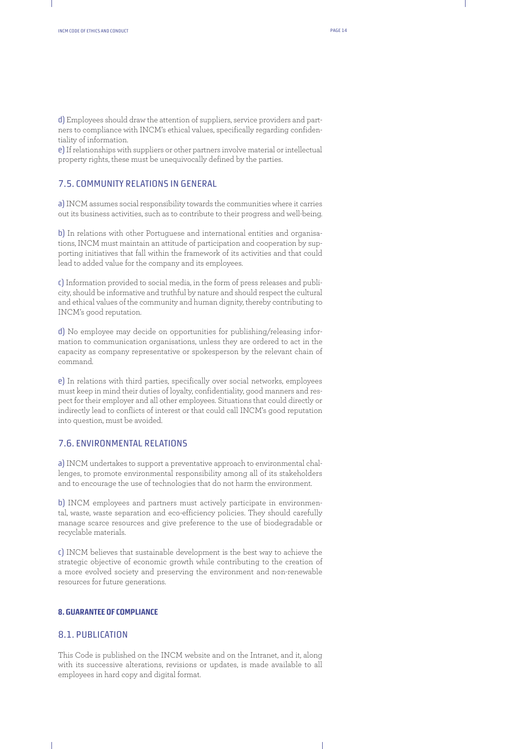d) Employees should draw the attention of suppliers, service providers and partners to compliance with INCM's ethical values, specifically regarding confidentiality of information.
e) If relationships with suppliers or other partners involve material or intellectual property rights, these must be unequivocally defined by the parties.

### 7.5. COMMUNITY RELATIONS IN GENERAL

a) INCM assumes social responsibility towards the communities where it carries out its business activities, such as to contribute to their progress and well-being.

b) In relations with other Portuguese and international entities and organisations, INCM must maintain an attitude of participation and cooperation by supporting initiatives that fall within the framework of its activities and that could lead to added value for the company and its employees.

c) Information provided to social media, in the form of press releases and publicity, should be informative and truthful by nature and should respect the cultural and ethical values of the community and human dignity, thereby contributing to INCM's good reputation.

d) No employee may decide on opportunities for publishing/releasing information to communication organisations, unless they are ordered to act in the capacity as company representative or spokesperson by the relevant chain of command.

e) In relations with third parties, specifically over social networks, employees must keep in mind their duties of loyalty, confidentiality, good manners and respect for their employer and all other employees. Situations that could directly or indirectly lead to conflicts of interest or that could call INCM's good reputation into question, must be avoided.

### 7.6. ENVIRONMENTAL RELATIONS

a) INCM undertakes to support a preventative approach to environmental challenges, to promote environmental responsibility among all of its stakeholders and to encourage the use of technologies that do not harm the environment.

b) INCM employees and partners must actively participate in environmental, waste, waste separation and eco-efficiency policies. They should carefully manage scarce resources and give preference to the use of biodegradable or recyclable materials.

c) INCM believes that sustainable development is the best way to achieve the strategic objective of economic growth while contributing to the creation of a more evolved society and preserving the environment and non-renewable resources for future generations.

## 8. GUARANTEE OF COMPLIANCE

### 8.1. PUBLICATION

This Code is published on the INCM website and on the Intranet, and it, along with its successive alterations, revisions or updates, is made available to all employees in hard copy and digital format.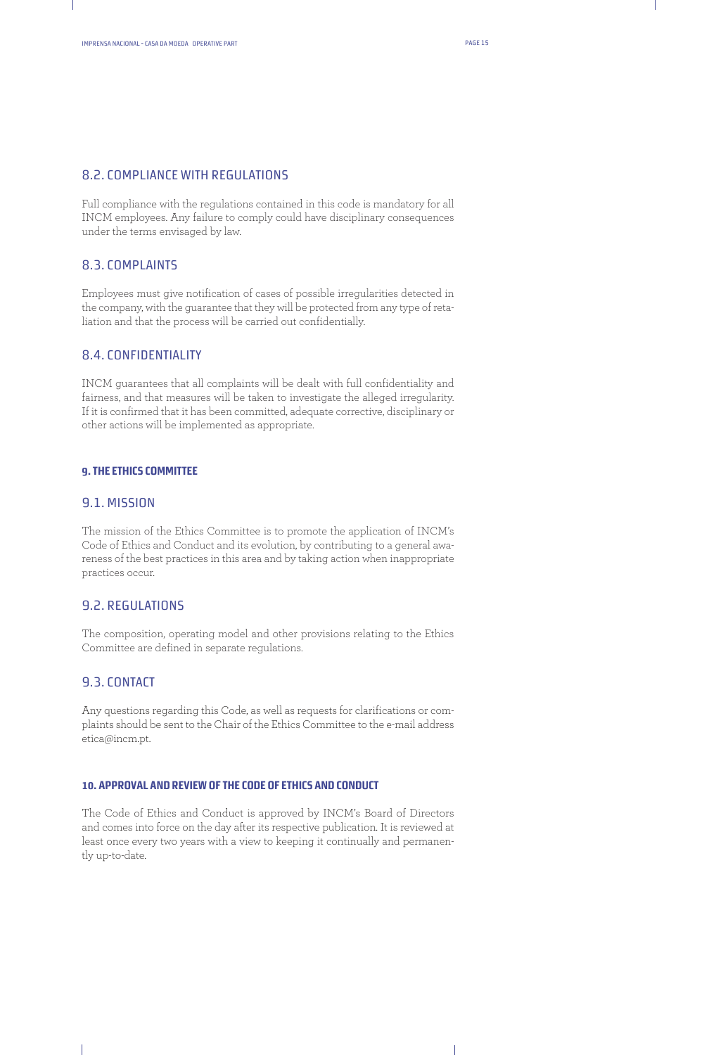### 8.2. COMPLIANCE WITH REGULATIONS

Full compliance with the regulations contained in this code is mandatory for all INCM employees. Any failure to comply could have disciplinary consequences under the terms envisaged by law.

### 8.3. COMPLAINTS

Employees must give notification of cases of possible irregularities detected in the company, with the guarantee that they will be protected from any type of retaliation and that the process will be carried out confidentially.

### 8.4. CONFIDENTIALITY

INCM guarantees that all complaints will be dealt with full confidentiality and fairness, and that measures will be taken to investigate the alleged irregularity. If it is confirmed that it has been committed, adequate corrective, disciplinary or other actions will be implemented as appropriate.

## 9. THE ETHICS COMMITTEE

### 9.1. MISSION

The mission of the Ethics Committee is to promote the application of INCM's Code of Ethics and Conduct and its evolution, by contributing to a general awareness of the best practices in this area and by taking action when inappropriate practices occur.

### 9.2. REGULATIONS

The composition, operating model and other provisions relating to the Ethics Committee are defined in separate regulations.

### 9.3. CONTACT

Any questions regarding this Code, as well as requests for clarifications or complaints should be sent to the Chair of the Ethics Committee to the e-mail address etica@incm.pt.

## 10. APPROVAL AND REVIEW OF THE CODE OF ETHICS AND CONDUCT

The Code of Ethics and Conduct is approved by INCM's Board of Directors and comes into force on the day after its respective publication. It is reviewed at least once every two years with a view to keeping it continually and permanently up-to-date.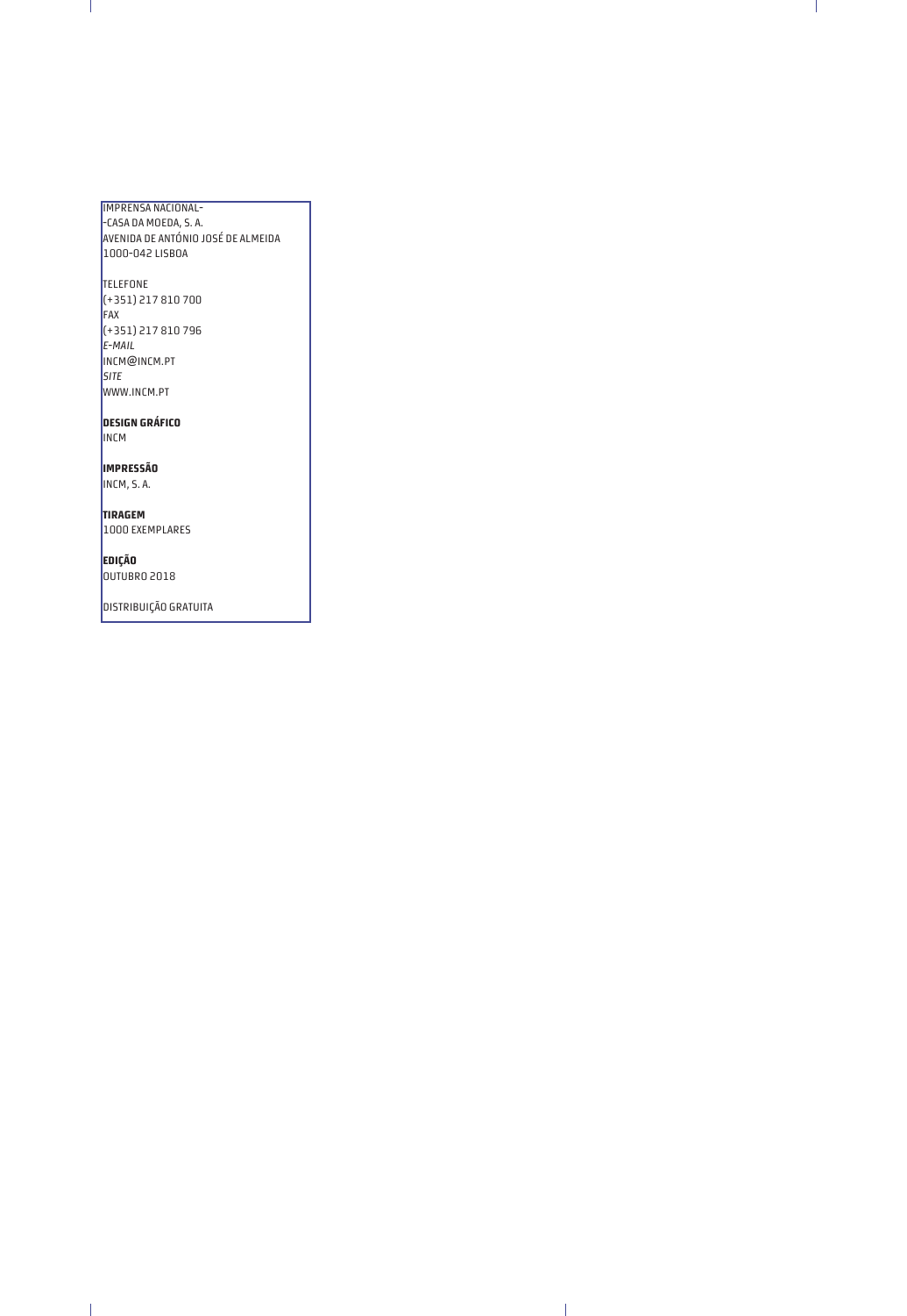IMPRENSA NACIONAL-
-CASA DA MOEDA, S. A.
AVENIDA DE ANTÓNIO JOSÉ DE ALMEIDA
1000-042 LISBOA

TELEFONE
(+351) 217 810 700
FAX
(+351) 217 810 796
*E-MAIL*
INCM@INCM.PT
*SITE*
WWW.INCM.PT

**DESIGN GRÁFICO**
INCM

**IMPRESSÃO**
INCM, S. A.

**TIRAGEM**
1000 EXEMPLARES

**EDIÇÃO**
OUTUBRO 2018

DISTRIBUIÇÃO GRATUITA